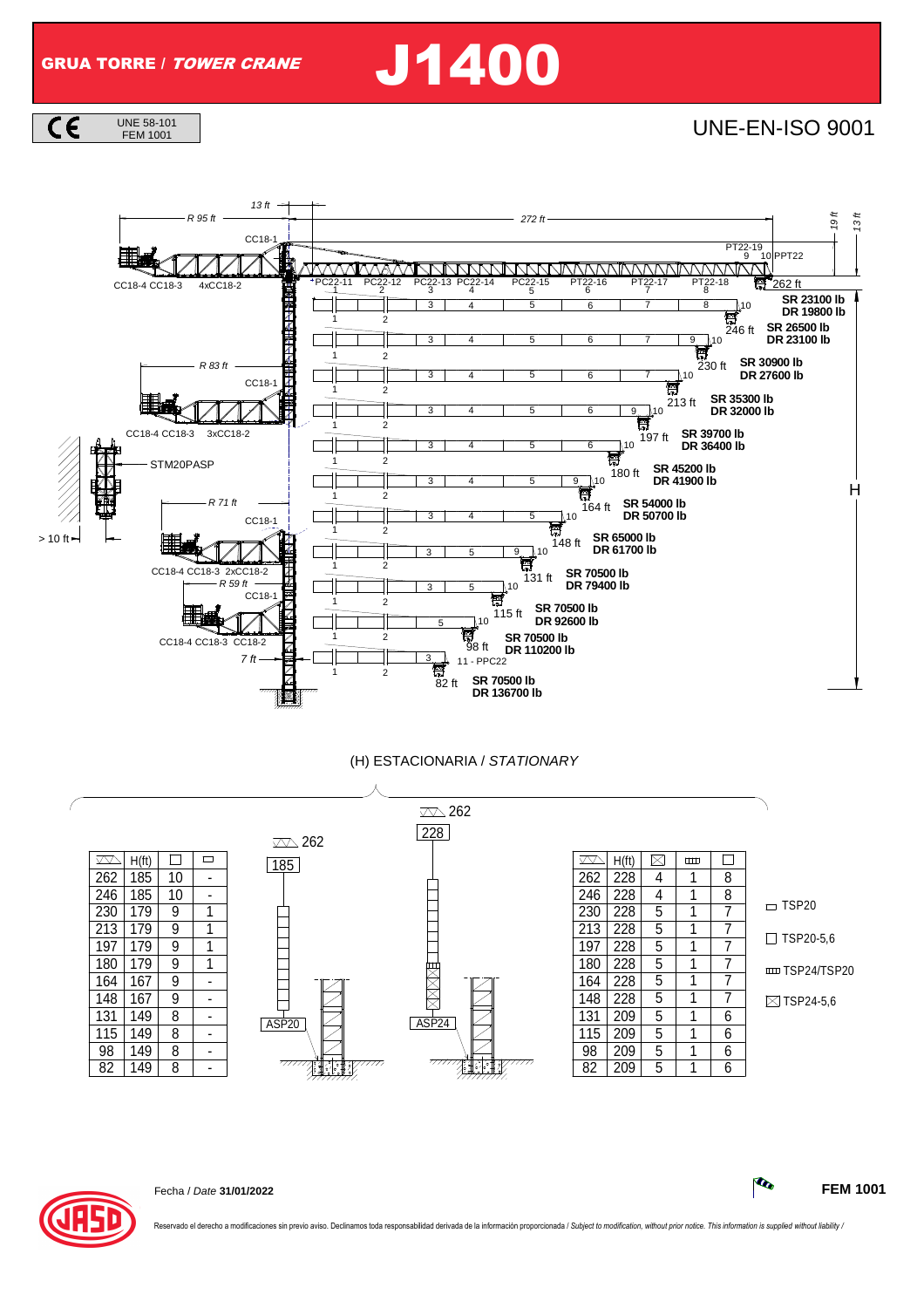# GRUA TORRE / *TOWER CRANE* J1400

CE UNE 58-101 FEM 1001

UNE-EN-ISO 9001

13 ft

R 95 ft — 272 ft — 19 ft — 13 ft

CC18-1

PT22-19 9 10 PPT22

CC18-4 CC18-3 4xCC18-2

PC22-11 1 · PC22-12 2 · PC22-13 3 · PC22-14 4 · PC22-15 5 · PT22-16 6 · PT22-17 7 · PT22-18 8

| Radius | SR | DR |
|---|---|---|
| 262 ft | SR 23100 lb | DR 19800 lb |
| 246 ft | SR 26500 lb | DR 23100 lb |
| 230 ft | SR 30900 lb | DR 27600 lb |
| 213 ft | SR 35300 lb | DR 32000 lb |
| 197 ft | SR 39700 lb | DR 36400 lb |
| 180 ft | SR 45200 lb | DR 41900 lb |
| 164 ft | SR 54000 lb | DR 50700 lb |
| 148 ft | SR 65000 lb | DR 61700 lb |
| 131 ft | SR 70500 lb | DR 79400 lb |
| 115 ft | SR 70500 lb | DR 92600 lb |
| 98 ft | SR 70500 lb | DR 110200 lb |
| 82 ft | SR 70500 lb | DR 136700 lb |

R 83 ft — CC18-1 — CC18-4 CC18-3 3xCC18-2

STM20PASP

> 10 ft

R 71 ft — CC18-1 — CC18-4 CC18-3 2xCC18-2

R 59 ft — CC18-1 — CC18-4 CC18-3 CC18-2

7 ft

11 - PPC22

H

(H) ESTACIONARIA / *STATIONARY*

ASP20 — 262 — 185

| ⩔ | H(ft) | □ | ▭ |
|---|---|---|---|
| 262 | 185 | 10 | - |
| 246 | 185 | 10 | - |
| 230 | 179 | 9 | 1 |
| 213 | 179 | 9 | 1 |
| 197 | 179 | 9 | 1 |
| 180 | 179 | 9 | 1 |
| 164 | 167 | 9 | - |
| 148 | 167 | 9 | - |
| 131 | 149 | 8 | - |
| 115 | 149 | 8 | - |
| 98 | 149 | 8 | - |
| 82 | 149 | 8 | - |

ASP24 — 262 — 228

| ⩔ | H(ft) | ⊠ | ▥ | □ |
|---|---|---|---|---|
| 262 | 228 | 4 | 1 | 8 |
| 246 | 228 | 4 | 1 | 8 |
| 230 | 228 | 5 | 1 | 7 |
| 213 | 228 | 5 | 1 | 7 |
| 197 | 228 | 5 | 1 | 7 |
| 180 | 228 | 5 | 1 | 7 |
| 164 | 228 | 5 | 1 | 7 |
| 148 | 228 | 5 | 1 | 7 |
| 131 | 209 | 5 | 1 | 6 |
| 115 | 209 | 5 | 1 | 6 |
| 98 | 209 | 5 | 1 | 6 |
| 82 | 209 | 5 | 1 | 6 |

▭ TSP20

□ TSP20-5,6

▥ TSP24/TSP20

⊠ TSP24-5,6

Fecha / *Date* **31/01/2022**

**FEM 1001**

Reservado el derecho a modificaciones sin previo aviso. Declinamos toda responsabilidad derivada de la información proporcionada / *Subject to modification, without prior notice. This information is supplied without liability /*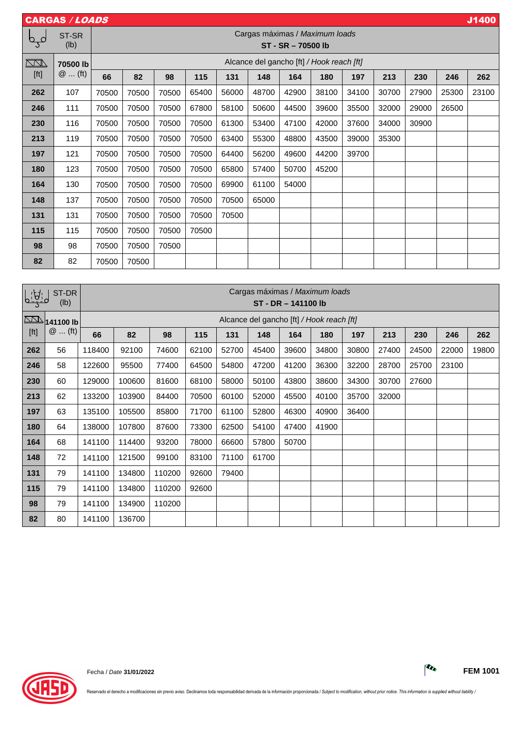## CARGAS / *LOADS* — J1400

| ST-SR (lb) | | Cargas máximas / *Maximum loads* **ST - SR – 70500 lb** | | | | | | | | | | | | |
|---|---|---|---|---|---|---|---|---|---|---|---|---|---|---|
| [ft] | **70500 lb** @ ... (ft) | Alcance del gancho [ft] / *Hook reach [ft]* | | | | | | | | | | | | |
| | | **66** | **82** | **98** | **115** | **131** | **148** | **164** | **180** | **197** | **213** | **230** | **246** | **262** |
| **262** | 107 | 70500 | 70500 | 70500 | 65400 | 56000 | 48700 | 42900 | 38100 | 34100 | 30700 | 27900 | 25300 | 23100 |
| **246** | 111 | 70500 | 70500 | 70500 | 67800 | 58100 | 50600 | 44500 | 39600 | 35500 | 32000 | 29000 | 26500 | |
| **230** | 116 | 70500 | 70500 | 70500 | 70500 | 61300 | 53400 | 47100 | 42000 | 37600 | 34000 | 30900 | | |
| **213** | 119 | 70500 | 70500 | 70500 | 70500 | 63400 | 55300 | 48800 | 43500 | 39000 | 35300 | | | |
| **197** | 121 | 70500 | 70500 | 70500 | 70500 | 64400 | 56200 | 49600 | 44200 | 39700 | | | | |
| **180** | 123 | 70500 | 70500 | 70500 | 70500 | 65800 | 57400 | 50700 | 45200 | | | | | |
| **164** | 130 | 70500 | 70500 | 70500 | 70500 | 69900 | 61100 | 54000 | | | | | | |
| **148** | 137 | 70500 | 70500 | 70500 | 70500 | 70500 | 65000 | | | | | | | |
| **131** | 131 | 70500 | 70500 | 70500 | 70500 | 70500 | | | | | | | | |
| **115** | 115 | 70500 | 70500 | 70500 | 70500 | | | | | | | | | |
| **98** | 98 | 70500 | 70500 | 70500 | | | | | | | | | | |
| **82** | 82 | 70500 | 70500 | | | | | | | | | | | |

| ST-DR (lb) | | Cargas máximas / *Maximum loads* **ST - DR – 141100 lb** | | | | | | | | | | | | |
|---|---|---|---|---|---|---|---|---|---|---|---|---|---|---|
| [ft] | **141100 lb** @ ... (ft) | Alcance del gancho [ft] / *Hook reach [ft]* | | | | | | | | | | | | |
| | | **66** | **82** | **98** | **115** | **131** | **148** | **164** | **180** | **197** | **213** | **230** | **246** | **262** |
| **262** | 56 | 118400 | 92100 | 74600 | 62100 | 52700 | 45400 | 39600 | 34800 | 30800 | 27400 | 24500 | 22000 | 19800 |
| **246** | 58 | 122600 | 95500 | 77400 | 64500 | 54800 | 47200 | 41200 | 36300 | 32200 | 28700 | 25700 | 23100 | |
| **230** | 60 | 129000 | 100600 | 81600 | 68100 | 58000 | 50100 | 43800 | 38600 | 34300 | 30700 | 27600 | | |
| **213** | 62 | 133200 | 103900 | 84400 | 70500 | 60100 | 52000 | 45500 | 40100 | 35700 | 32000 | | | |
| **197** | 63 | 135100 | 105500 | 85800 | 71700 | 61100 | 52800 | 46300 | 40900 | 36400 | | | | |
| **180** | 64 | 138000 | 107800 | 87600 | 73300 | 62500 | 54100 | 47400 | 41900 | | | | | |
| **164** | 68 | 141100 | 114400 | 93200 | 78000 | 66600 | 57800 | 50700 | | | | | | |
| **148** | 72 | 141100 | 121500 | 99100 | 83100 | 71100 | 61700 | | | | | | | |
| **131** | 79 | 141100 | 134800 | 110200 | 92600 | 79400 | | | | | | | | |
| **115** | 79 | 141100 | 134800 | 110200 | 92600 | | | | | | | | | |
| **98** | 79 | 141100 | 134900 | 110200 | | | | | | | | | | |
| **82** | 80 | 141100 | 136700 | | | | | | | | | | | |

Fecha / *Date* **31/01/2022**

**FEM 1001**

Reservado el derecho a modificaciones sin previo aviso. Declinamos toda responsabilidad derivada de la información proporcionada / *Subject to modification, without prior notice. This information is supplied without liability /*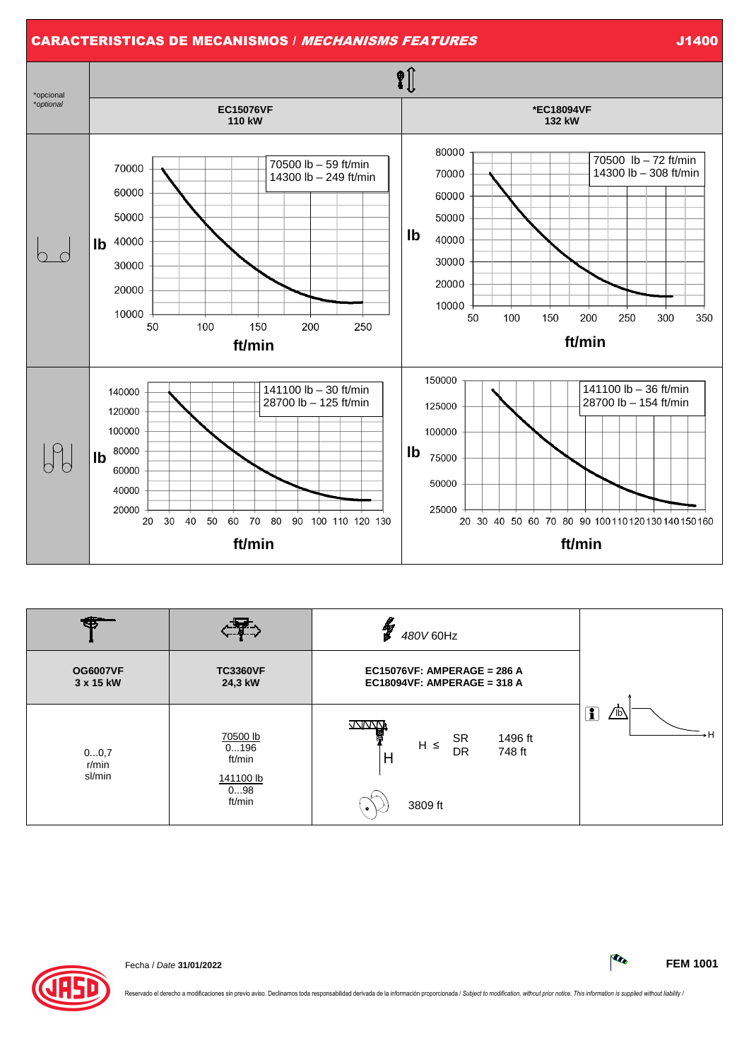## CARACTERISTICAS DE MECANISMOS / *MECHANISMS FEATURES* — J1400

*opcional / *optional*

| | EC15076VF 110 kW | *EC18094VF 132 kW |
|---|---|---|
| 2 ramales / 2 falls | 70500 lb – 59 ft/min<br>14300 lb – 249 ft/min | 70500 lb – 72 ft/min<br>14300 lb – 308 ft/min |
| 4 ramales / 4 falls | 141100 lb – 30 ft/min<br>28700 lb – 125 ft/min | 141100 lb – 36 ft/min<br>28700 lb – 154 ft/min |

| OG6007VF 3 x 15 kW | TC3360VF 24,3 kW | 480V 60Hz<br>EC15076VF: AMPERAGE = 286 A<br>EC18094VF: AMPERAGE = 318 A | |
|---|---|---|---|
| 0...0,7 r/min sl/min | 70500 lb<br>0...196 ft/min<br>141100 lb<br>0...98 ft/min | H ≤ SR 1496 ft<br>H ≤ DR 748 ft<br>3809 ft | |

Fecha / *Date* **31/01/2022**

**FEM 1001**

Reservado el derecho a modificaciones sin previo aviso. Declinamos toda responsabilidad derivada de la información proporcionada / *Subject to modification, without prior notice. This information is supplied without liability /*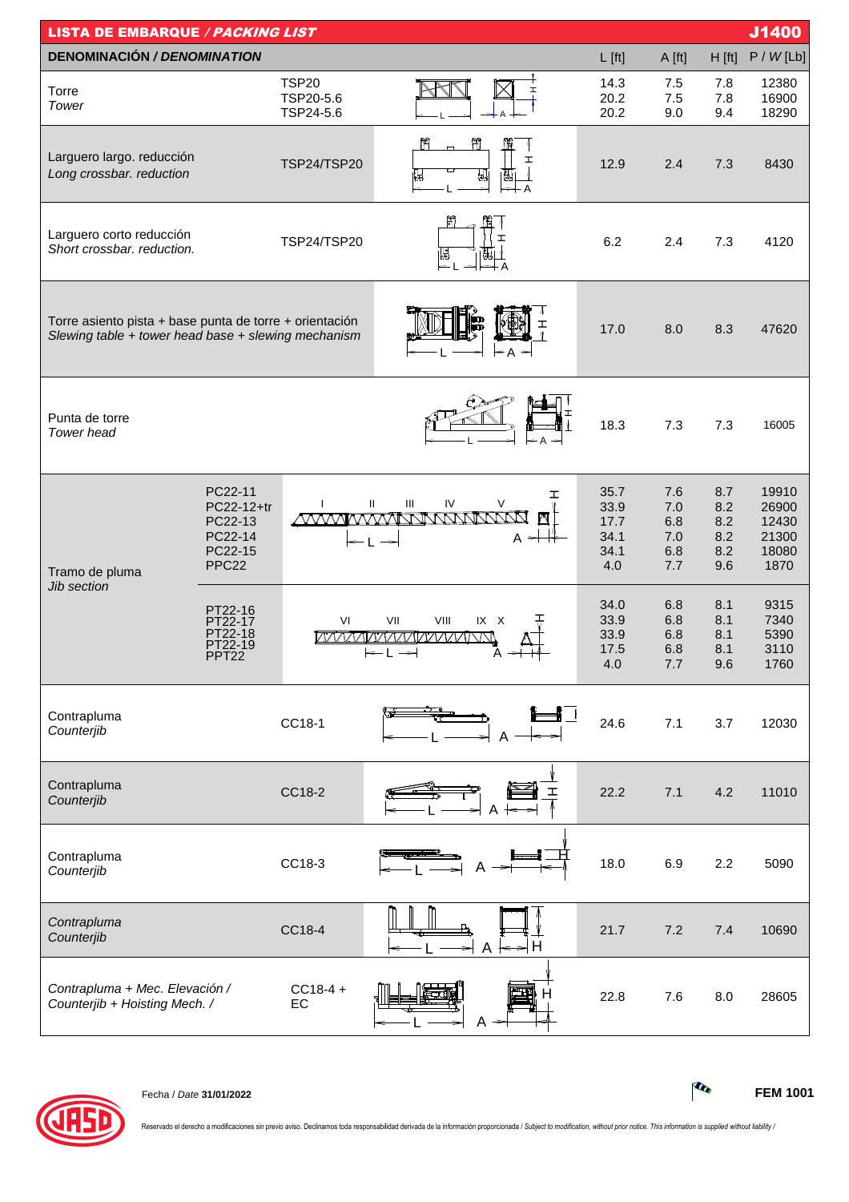# LISTA DE EMBARQUE / *PACKING LIST* — J1400

| DENOMINACIÓN / *DENOMINATION* | | L [ft] | A [ft] | H [ft] | P / *W* [Lb] |
|---|---|---|---|---|---|
| Torre *Tower* | TSP20 | 14.3 | 7.5 | 7.8 | 12380 |
| | TSP20-5.6 | 20.2 | 7.5 | 7.8 | 16900 |
| | TSP24-5.6 | 20.2 | 9.0 | 9.4 | 18290 |
| Larguero largo. reducción *Long crossbar. reduction* | TSP24/TSP20 | 12.9 | 2.4 | 7.3 | 8430 |
| Larguero corto reducción *Short crossbar. reduction.* | TSP24/TSP20 | 6.2 | 2.4 | 7.3 | 4120 |
| Torre asiento pista + base punta de torre + orientación *Slewing table + tower head base + slewing mechanism* | | 17.0 | 8.0 | 8.3 | 47620 |
| Punta de torre *Tower head* | | 18.3 | 7.3 | 7.3 | 16005 |
| Tramo de pluma *Jib section* | PC22-11 | 35.7 | 7.6 | 8.7 | 19910 |
| | PC22-12+tr | 33.9 | 7.0 | 8.2 | 26900 |
| | PC22-13 | 17.7 | 6.8 | 8.2 | 12430 |
| | PC22-14 | 34.1 | 7.0 | 8.2 | 21300 |
| | PC22-15 | 34.1 | 6.8 | 8.2 | 18080 |
| | PPC22 | 4.0 | 7.7 | 9.6 | 1870 |
| | PT22-16 | 34.0 | 6.8 | 8.1 | 9315 |
| | PT22-17 | 33.9 | 6.8 | 8.1 | 7340 |
| | PT22-18 | 33.9 | 6.8 | 8.1 | 5390 |
| | PT22-19 | 17.5 | 6.8 | 8.1 | 3110 |
| | PPT22 | 4.0 | 7.7 | 9.6 | 1760 |
| Contrapluma *Counterjib* | CC18-1 | 24.6 | 7.1 | 3.7 | 12030 |
| Contrapluma *Counterjib* | CC18-2 | 22.2 | 7.1 | 4.2 | 11010 |
| Contrapluma *Counterjib* | CC18-3 | 18.0 | 6.9 | 2.2 | 5090 |
| *Contrapluma Counterjib* | CC18-4 | 21.7 | 7.2 | 7.4 | 10690 |
| *Contrapluma + Mec. Elevación / Counterjib + Hoisting Mech. /* | CC18-4 + EC | 22.8 | 7.6 | 8.0 | 28605 |

Fecha / *Date* **31/01/2022**

**FEM 1001**

Reservado el derecho a modificaciones sin previo aviso. Declinamos toda responsabilidad derivada de la información proporcionada / *Subject to modification, without prior notice. This information is supplied without liability /*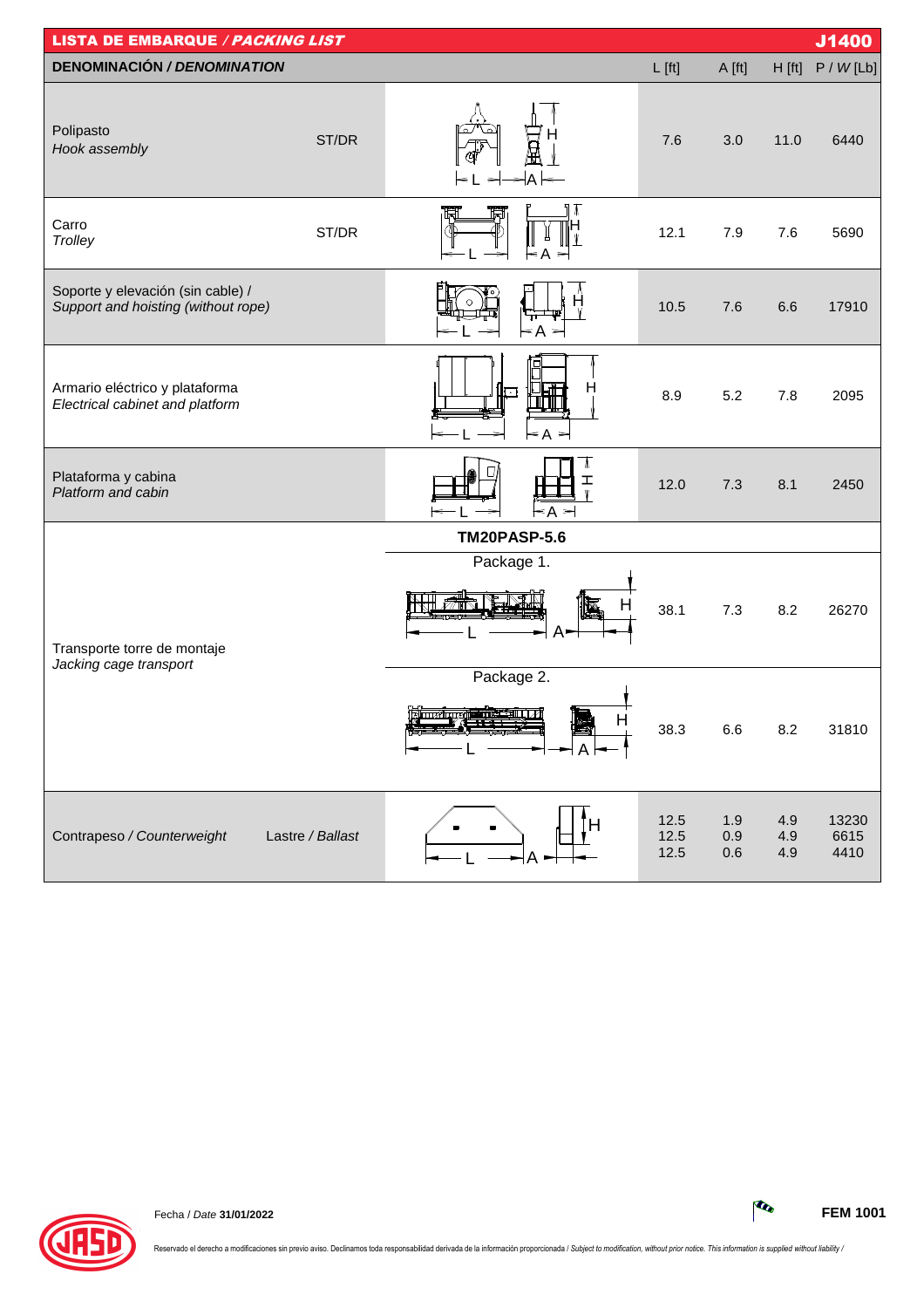# LISTA DE EMBARQUE / *PACKING LIST* — J1400

| DENOMINACIÓN / *DENOMINATION* | | | L [ft] | A [ft] | H [ft] | P / *W* [Lb] |
|---|---|---|---|---|---|---|
| Polipasto<br>*Hook assembly* | ST/DR | | 7.6 | 3.0 | 11.0 | 6440 |
| Carro<br>*Trolley* | ST/DR | | 12.1 | 7.9 | 7.6 | 5690 |
| Soporte y elevación (sin cable) /<br>*Support and hoisting (without rope)* | | | 10.5 | 7.6 | 6.6 | 17910 |
| Armario eléctrico y plataforma<br>*Electrical cabinet and platform* | | | 8.9 | 5.2 | 7.8 | 2095 |
| Plataforma y cabina<br>*Platform and cabin* | | | 12.0 | 7.3 | 8.1 | 2450 |
| Transporte torre de montaje<br>*Jacking cage transport* | | **TM20PASP-5.6** | | | | |
| | | Package 1. | 38.1 | 7.3 | 8.2 | 26270 |
| | | Package 2. | 38.3 | 6.6 | 8.2 | 31810 |
| Contrapeso / *Counterweight* | Lastre / *Ballast* | | 12.5<br>12.5<br>12.5 | 1.9<br>0.9<br>0.6 | 4.9<br>4.9<br>4.9 | 13230<br>6615<br>4410 |

Fecha / *Date* **31/01/2022**

**FEM 1001**

Reservado el derecho a modificaciones sin previo aviso. Declinamos toda responsabilidad derivada de la información proporcionada / *Subject to modification, without prior notice. This information is supplied without liability /*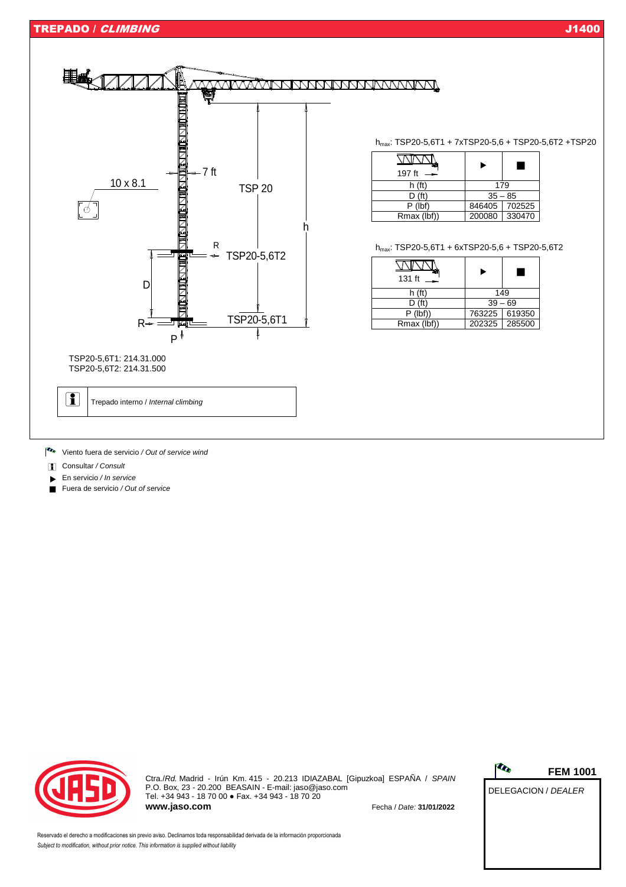## TREPADO / *CLIMBING*

J1400

7 ft

10 x 8.1

TSP 20

h

R

TSP20-5,6T2

D

R

TSP20-5,6T1

P

$h_{max}$: TSP20-5,6T1 + 7xTSP20-5,6 + TSP20-5,6T2 +TSP20

| 197 ft | ▶ | ■ |
|---|---|---|
| h (ft) | 179 | |
| D (ft) | 35 – 85 | |
| P (lbf) | 846405 | 702525 |
| Rmax (lbf)) | 200080 | 330470 |

$h_{max}$: TSP20-5,6T1 + 6xTSP20-5,6 + TSP20-5,6T2

| 131 ft | ▶ | ■ |
|---|---|---|
| h (ft) | 149 | |
| D (ft) | 39 – 69 | |
| P (lbf)) | 763225 | 619350 |
| Rmax (lbf)) | 202325 | 285500 |

TSP20-5,6T1: 214.31.000
TSP20-5,6T2: 214.31.500

Trepado interno / *Internal climbing*

Viento fuera de servicio / *Out of service wind*

Consultar / *Consult*

▶ En servicio / *In service*

■ Fuera de servicio / *Out of service*

Ctra./*Rd.* Madrid - Irún Km. 415 - 20.213 IDIAZABAL [Gipuzkoa] ESPAÑA / *SPAIN*
P.O. Box, 23 - 20.200 BEASAIN - E-mail: jaso@jaso.com
Tel. +34 943 - 18 70 00 • Fax. +34 943 - 18 70 20
**www.jaso.com**

Fecha / *Date:* **31/01/2022**

**FEM 1001**

DELEGACION / *DEALER*

Reservado el derecho a modificaciones sin previo aviso. Declinamos toda responsabilidad derivada de la información proporcionada
*Subject to modification, without prior notice. This information is supplied without liability*